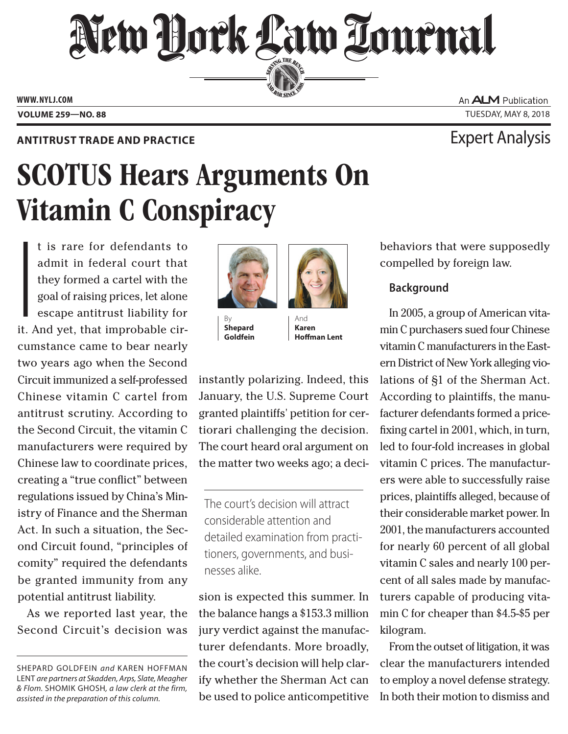**ANTITRUST TRADE AND PRACTICE**

Expert Analysis

# SCOTUS Hears Arguments On Vitamin C Conspiracy

By **Shepard Goldfein** And **Karen Hoffman Lent**

It is rare for defendants to admit in federal court that they formed a cartel with the goal of raising prices, let alone escape antitrust liability for it. And yet, that improbable circumstance came to bear nearly two years ago when the Second Circuit immunized a self-professed Chinese vitamin C cartel from antitrust scrutiny. According to the Second Circuit, the vitamin C manufacturers were required by Chinese law to coordinate prices, creating a "true conflict" between regulations issued by China's Ministry of Finance and the Sherman Act. In such a situation, the Second Circuit found, "principles of comity" required the defendants be granted immunity from any potential antitrust liability.

As we reported last year, the Second Circuit's decision was instantly polarizing. Indeed, this January, the U.S. Supreme Court granted plaintiffs' petition for certiorari challenging the decision. The court heard oral argument on the matter two weeks ago; a decision is expected this summer. In the balance hangs a $153.3 million jury verdict against the manufacturer defendants. More broadly, the court's decision will help clarify whether the Sherman Act can be used to police anticompetitive behaviors that were supposedly compelled by foreign law.

> The court's decision will attract considerable attention and detailed examination from practitioners, governments, and businesses alike.

## Background

In 2005, a group of American vitamin C purchasers sued four Chinese vitamin C manufacturers in the Eastern District of New York alleging violations of §1 of the Sherman Act. According to plaintiffs, the manufacturer defendants formed a price-fixing cartel in 2001, which, in turn, led to four-fold increases in global vitamin C prices. The manufacturers were able to successfully raise prices, plaintiffs alleged, because of their considerable market power. In 2001, the manufacturers accounted for nearly 60 percent of all global vitamin C sales and nearly 100 percent of all sales made by manufacturers capable of producing vitamin C for cheaper than $4.5-$5 per kilogram.

From the outset of litigation, it was clear the manufacturers intended to employ a novel defense strategy. In both their motion to dismiss and

---

SHEPARD GOLDFEIN *and* KAREN HOFFMAN LENT *are partners at Skadden, Arps, Slate, Meagher & Flom.* SHOMIK GHOSH*, a law clerk at the firm, assisted in the preparation of this column.*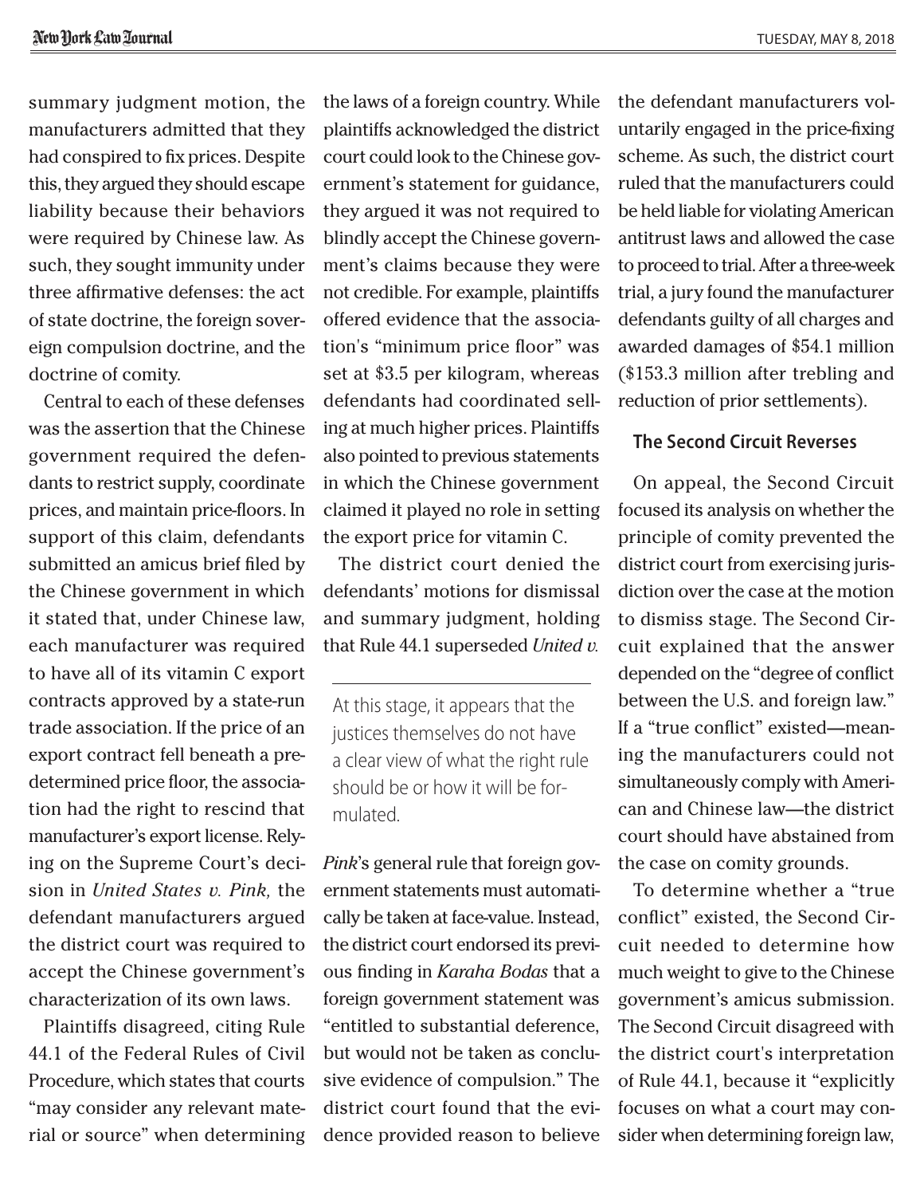summary judgment motion, the manufacturers admitted that they had conspired to fix prices. Despite this, they argued they should escape liability because their behaviors were required by Chinese law. As such, they sought immunity under three affirmative defenses: the act of state doctrine, the foreign sovereign compulsion doctrine, and the doctrine of comity.

Central to each of these defenses was the assertion that the Chinese government required the defendants to restrict supply, coordinate prices, and maintain price-floors. In support of this claim, defendants submitted an amicus brief filed by the Chinese government in which it stated that, under Chinese law, each manufacturer was required to have all of its vitamin C export contracts approved by a state-run trade association. If the price of an export contract fell beneath a predetermined price floor, the association had the right to rescind that manufacturer's export license. Relying on the Supreme Court's decision in *United States v. Pink,* the defendant manufacturers argued the district court was required to accept the Chinese government's characterization of its own laws.

Plaintiffs disagreed, citing Rule 44.1 of the Federal Rules of Civil Procedure, which states that courts "may consider any relevant material or source" when determining the laws of a foreign country. While plaintiffs acknowledged the district court could look to the Chinese government's statement for guidance, they argued it was not required to blindly accept the Chinese government's claims because they were not credible. For example, plaintiffs offered evidence that the association's "minimum price floor" was set at $3.5 per kilogram, whereas defendants had coordinated selling at much higher prices. Plaintiffs also pointed to previous statements in which the Chinese government claimed it played no role in setting the export price for vitamin C.

The district court denied the defendants' motions for dismissal and summary judgment, holding that Rule 44.1 superseded *United v. Pink*'s general rule that foreign government statements must automatically be taken at face-value. Instead, the district court endorsed its previous finding in *Karaha Bodas* that a foreign government statement was "entitled to substantial deference, but would not be taken as conclusive evidence of compulsion." The district court found that the evidence provided reason to believe the defendant manufacturers voluntarily engaged in the price-fixing scheme. As such, the district court ruled that the manufacturers could be held liable for violating American antitrust laws and allowed the case to proceed to trial. After a three-week trial, a jury found the manufacturer defendants guilty of all charges and awarded damages of $54.1 million ($153.3 million after trebling and reduction of prior settlements).

> At this stage, it appears that the justices themselves do not have a clear view of what the right rule should be or how it will be formulated.

### The Second Circuit Reverses

On appeal, the Second Circuit focused its analysis on whether the principle of comity prevented the district court from exercising jurisdiction over the case at the motion to dismiss stage. The Second Circuit explained that the answer depended on the "degree of conflict between the U.S. and foreign law." If a "true conflict" existed—meaning the manufacturers could not simultaneously comply with American and Chinese law—the district court should have abstained from the case on comity grounds.

To determine whether a "true conflict" existed, the Second Circuit needed to determine how much weight to give to the Chinese government's amicus submission. The Second Circuit disagreed with the district court's interpretation of Rule 44.1, because it "explicitly focuses on what a court may consider when determining foreign law,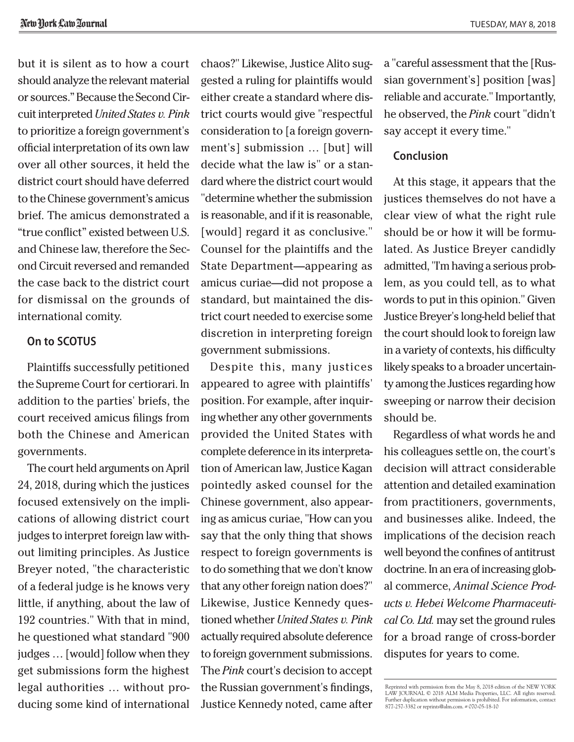but it is silent as to how a court should analyze the relevant material or sources." Because the Second Circuit interpreted *United States v. Pink* to prioritize a foreign government's official interpretation of its own law over all other sources, it held the district court should have deferred to the Chinese government's amicus brief. The amicus demonstrated a "true conflict" existed between U.S. and Chinese law, therefore the Second Circuit reversed and remanded the case back to the district court for dismissal on the grounds of international comity.

### On to SCOTUS

Plaintiffs successfully petitioned the Supreme Court for certiorari. In addition to the parties' briefs, the court received amicus filings from both the Chinese and American governments.

The court held arguments on April 24, 2018, during which the justices focused extensively on the implications of allowing district court judges to interpret foreign law without limiting principles. As Justice Breyer noted, "the characteristic of a federal judge is he knows very little, if anything, about the law of 192 countries." With that in mind, he questioned what standard "900 judges … [would] follow when they get submissions form the highest legal authorities … without producing some kind of international chaos?" Likewise, Justice Alito suggested a ruling for plaintiffs would either create a standard where district courts would give "respectful consideration to [a foreign government's] submission … [but] will decide what the law is" or a standard where the district court would "determine whether the submission is reasonable, and if it is reasonable, [would] regard it as conclusive." Counsel for the plaintiffs and the State Department—appearing as amicus curiae—did not propose a standard, but maintained the district court needed to exercise some discretion in interpreting foreign government submissions.

Despite this, many justices appeared to agree with plaintiffs' position. For example, after inquiring whether any other governments provided the United States with complete deference in its interpretation of American law, Justice Kagan pointedly asked counsel for the Chinese government, also appearing as amicus curiae, "How can you say that the only thing that shows respect to foreign governments is to do something that we don't know that any other foreign nation does?" Likewise, Justice Kennedy questioned whether *United States v. Pink* actually required absolute deference to foreign government submissions. The *Pink* court's decision to accept the Russian government's findings, Justice Kennedy noted, came after a "careful assessment that the [Russian government's] position [was] reliable and accurate." Importantly, he observed, the *Pink* court "didn't say accept it every time."

### Conclusion

At this stage, it appears that the justices themselves do not have a clear view of what the right rule should be or how it will be formulated. As Justice Breyer candidly admitted, "I'm having a serious problem, as you could tell, as to what words to put in this opinion." Given Justice Breyer's long-held belief that the court should look to foreign law in a variety of contexts, his difficulty likely speaks to a broader uncertainty among the Justices regarding how sweeping or narrow their decision should be.

Regardless of what words he and his colleagues settle on, the court's decision will attract considerable attention and detailed examination from practitioners, governments, and businesses alike. Indeed, the implications of the decision reach well beyond the confines of antitrust doctrine. In an era of increasing global commerce, *Animal Science Products v. Hebei Welcome Pharmaceutical Co. Ltd.* may set the ground rules for a broad range of cross-border disputes for years to come.

Reprinted with permission from the May 8, 2018 edition of the NEW YORK LAW JOURNAL © 2018 ALM Media Properties, LLC. All rights reserved. Further duplication without permission is prohibited. For information, contact 877-257-3382 or reprints@alm.com. # 070-05-18-10